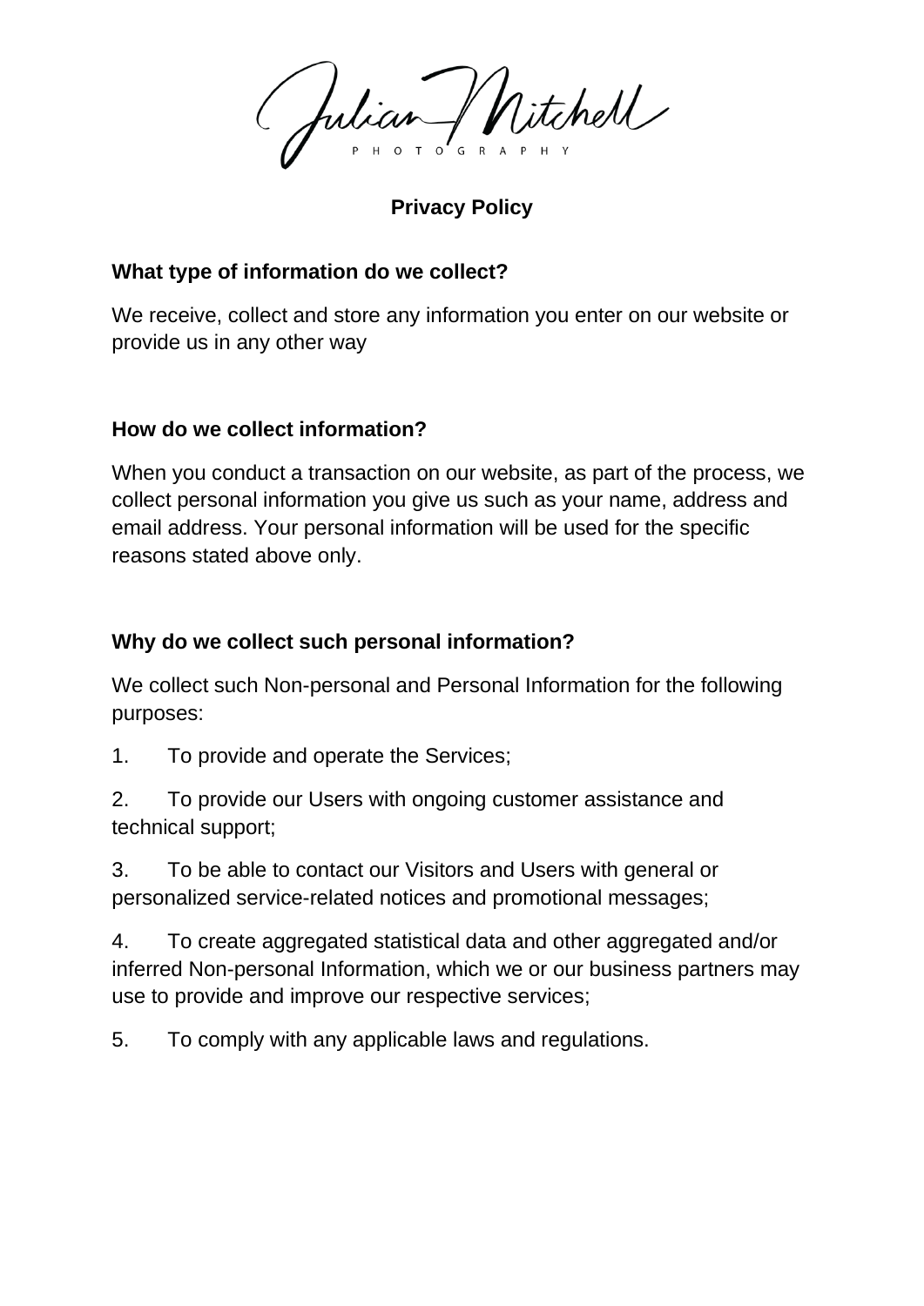Julian Mitchell

PHOTOGRAPHY

# Privacy Policy

## What type of information do we collect?

We receive, collect and store any information you enter on our website or provide us in any other way

## How do we collect information?

When you conduct a transaction on our website, as part of the process, we collect personal information you give us such as your name, address and email address. Your personal information will be used for the specific reasons stated above only.

## Why do we collect such personal information?

We collect such Non-personal and Personal Information for the following purposes:

1. To provide and operate the Services;
2. To provide our Users with ongoing customer assistance and technical support;
3. To be able to contact our Visitors and Users with general or personalized service-related notices and promotional messages;
4. To create aggregated statistical data and other aggregated and/or inferred Non-personal Information, which we or our business partners may use to provide and improve our respective services;
5. To comply with any applicable laws and regulations.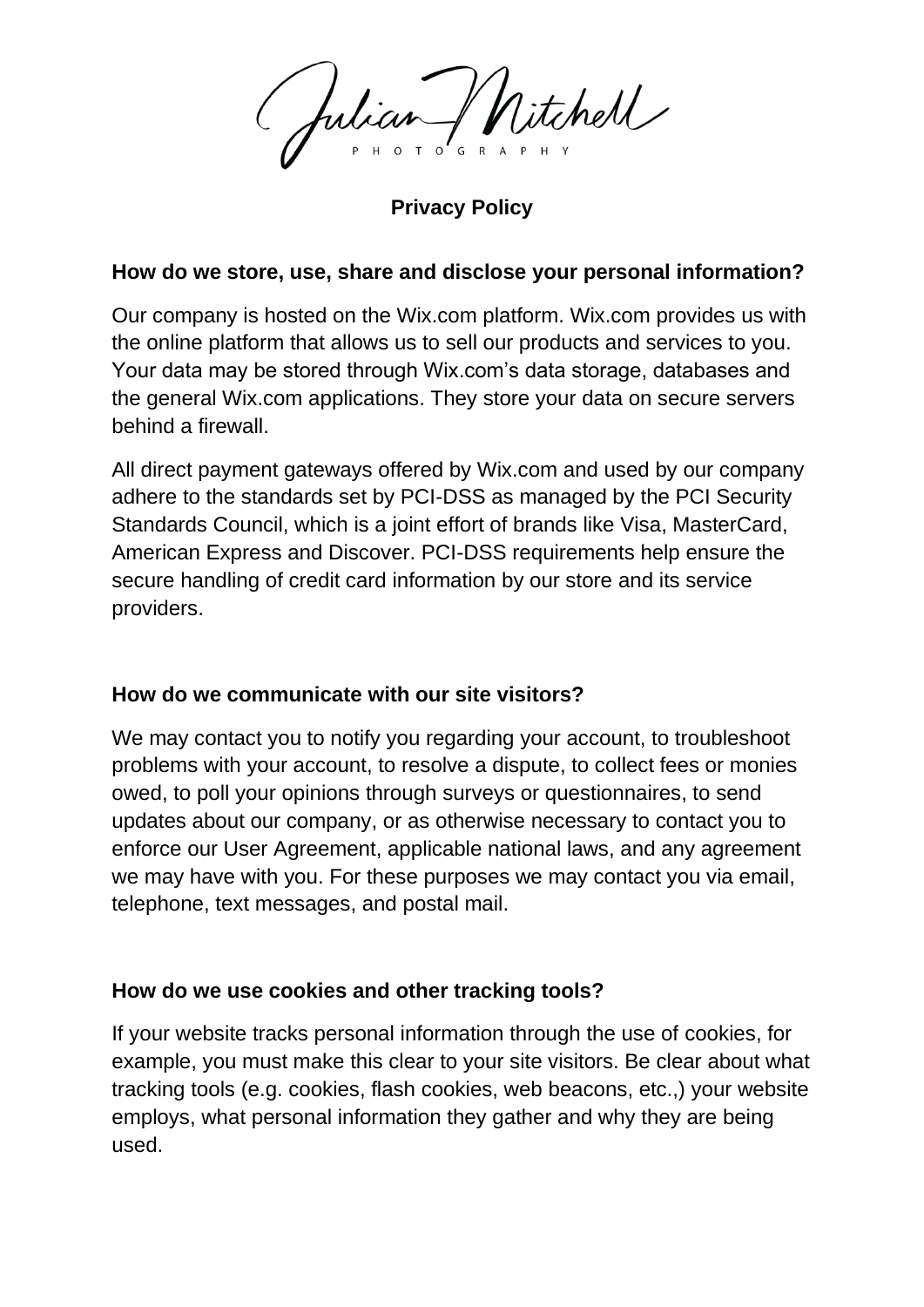Julian Mitchell

PHOTOGRAPHY

## Privacy Policy

### How do we store, use, share and disclose your personal information?

Our company is hosted on the Wix.com platform. Wix.com provides us with the online platform that allows us to sell our products and services to you. Your data may be stored through Wix.com's data storage, databases and the general Wix.com applications. They store your data on secure servers behind a firewall.

All direct payment gateways offered by Wix.com and used by our company adhere to the standards set by PCI-DSS as managed by the PCI Security Standards Council, which is a joint effort of brands like Visa, MasterCard, American Express and Discover. PCI-DSS requirements help ensure the secure handling of credit card information by our store and its service providers.

### How do we communicate with our site visitors?

We may contact you to notify you regarding your account, to troubleshoot problems with your account, to resolve a dispute, to collect fees or monies owed, to poll your opinions through surveys or questionnaires, to send updates about our company, or as otherwise necessary to contact you to enforce our User Agreement, applicable national laws, and any agreement we may have with you. For these purposes we may contact you via email, telephone, text messages, and postal mail.

### How do we use cookies and other tracking tools?

If your website tracks personal information through the use of cookies, for example, you must make this clear to your site visitors. Be clear about what tracking tools (e.g. cookies, flash cookies, web beacons, etc.,) your website employs, what personal information they gather and why they are being used.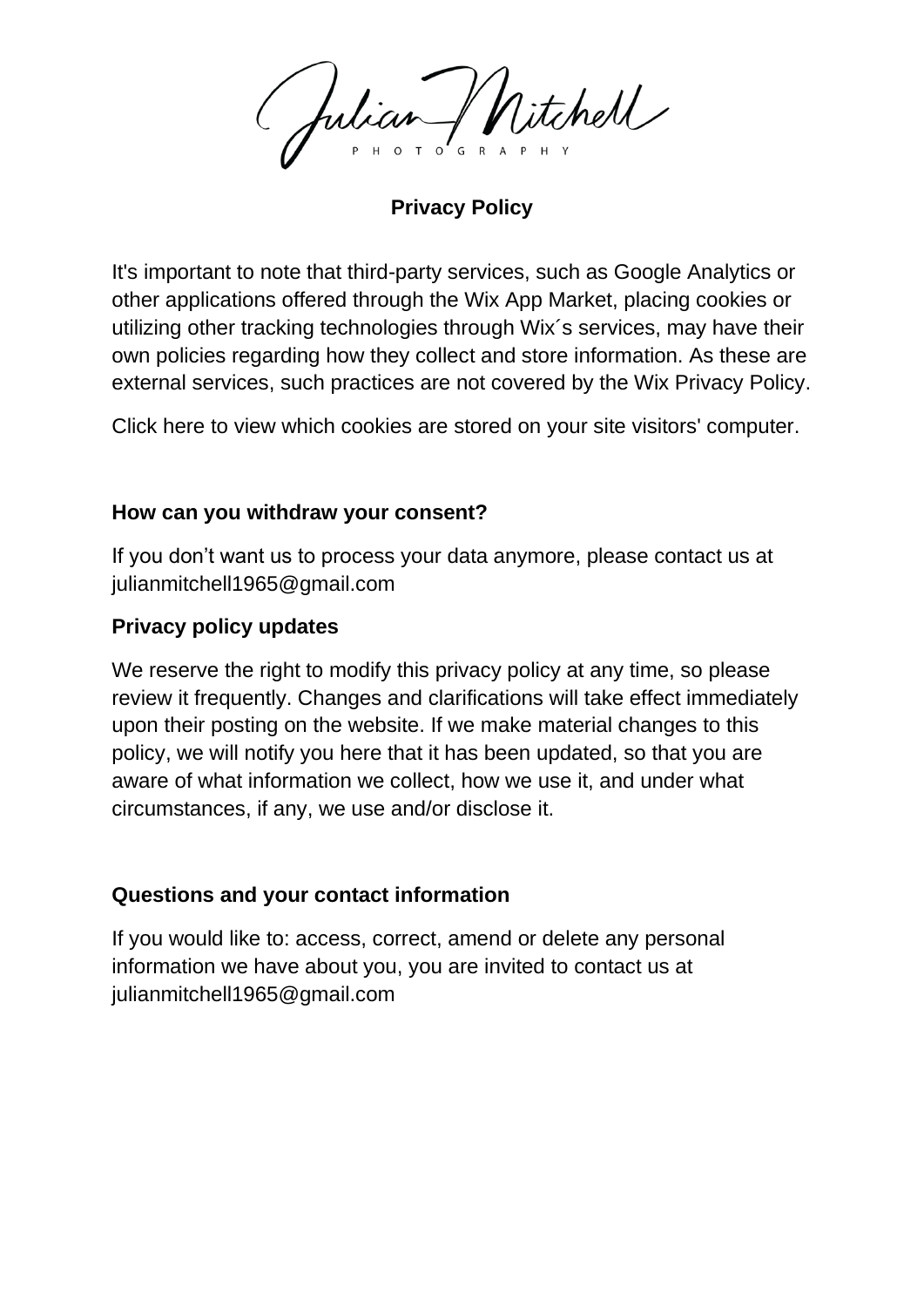**Privacy Policy**

It's important to note that third-party services, such as Google Analytics or other applications offered through the Wix App Market, placing cookies or utilizing other tracking technologies through Wix´s services, may have their own policies regarding how they collect and store information. As these are external services, such practices are not covered by the Wix Privacy Policy.

Click here to view which cookies are stored on your site visitors' computer.

## How can you withdraw your consent?

If you don't want us to process your data anymore, please contact us at julianmitchell1965@gmail.com

## Privacy policy updates

We reserve the right to modify this privacy policy at any time, so please review it frequently. Changes and clarifications will take effect immediately upon their posting on the website. If we make material changes to this policy, we will notify you here that it has been updated, so that you are aware of what information we collect, how we use it, and under what circumstances, if any, we use and/or disclose it.

## Questions and your contact information

If you would like to: access, correct, amend or delete any personal information we have about you, you are invited to contact us at julianmitchell1965@gmail.com